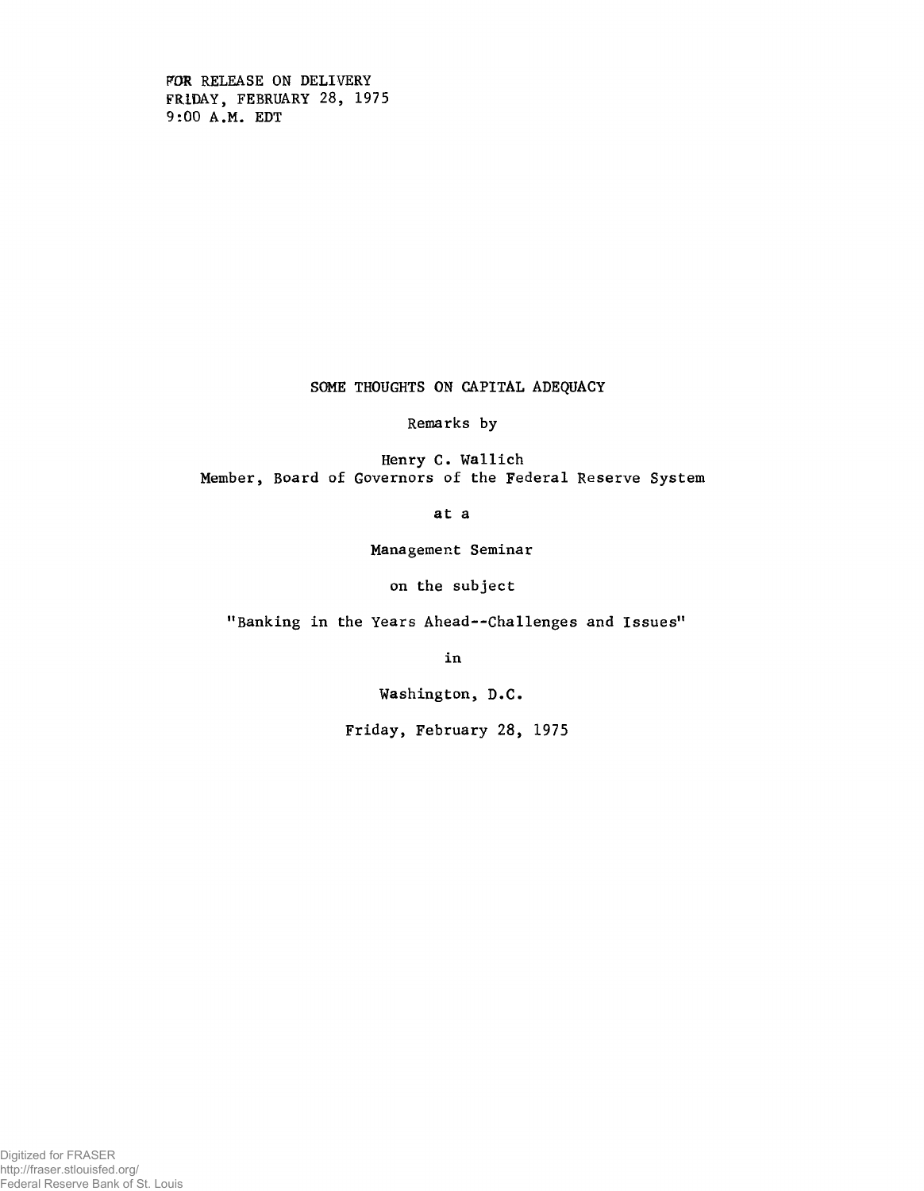FOR RELEASE ON DELIVERY
FRIDAY, FEBRUARY 28, 1975
9:00 A.M. EDT

# SOME THOUGHTS ON CAPITAL ADEQUACY

Remarks by

Henry C. Wallich
Member, Board of Governors of the Federal Reserve System

at a

Management Seminar

on the subject

"Banking in the Years Ahead--Challenges and Issues"

in

Washington, D.C.

Friday, February 28, 1975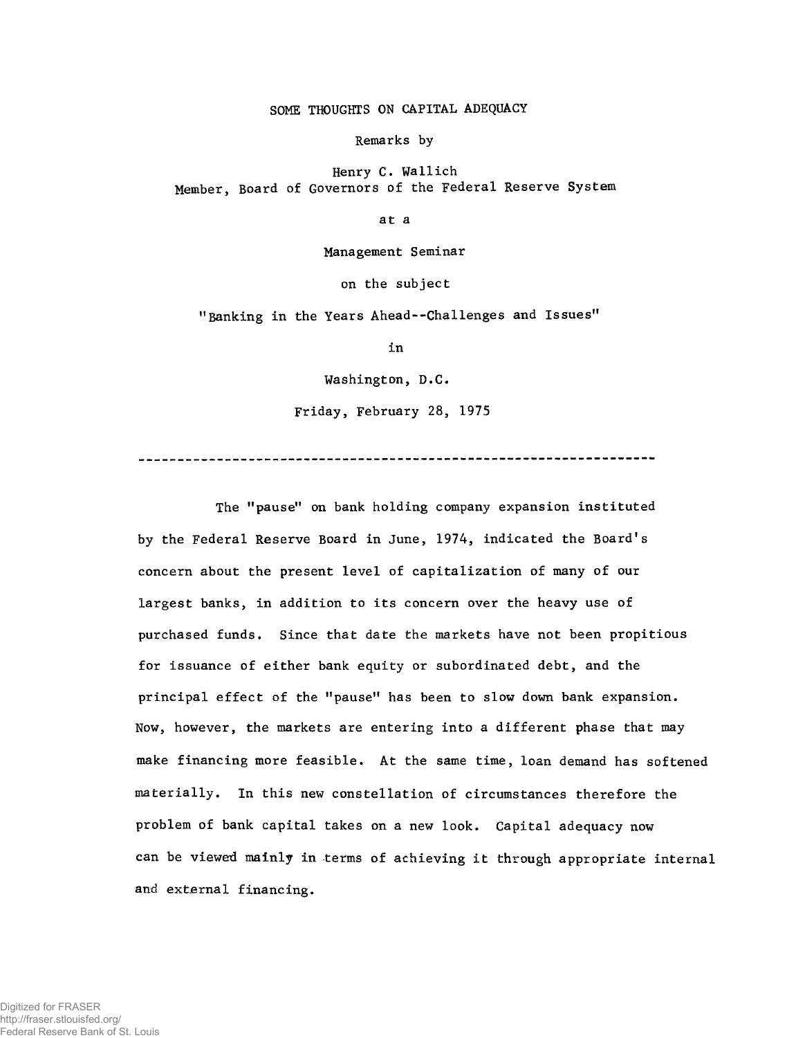# SOME THOUGHTS ON CAPITAL ADEQUACY

Remarks by

Henry C. Wallich
Member, Board of Governors of the Federal Reserve System

at a

Management Seminar

on the subject

"Banking in the Years Ahead--Challenges and Issues"

in

Washington, D.C.

Friday, February 28, 1975

---

The "pause" on bank holding company expansion instituted by the Federal Reserve Board in June, 1974, indicated the Board's concern about the present level of capitalization of many of our largest banks, in addition to its concern over the heavy use of purchased funds. Since that date the markets have not been propitious for issuance of either bank equity or subordinated debt, and the principal effect of the "pause" has been to slow down bank expansion. Now, however, the markets are entering into a different phase that may make financing more feasible. At the same time, loan demand has softened materially. In this new constellation of circumstances therefore the problem of bank capital takes on a new look. Capital adequacy now can be viewed mainly in terms of achieving it through appropriate internal and external financing.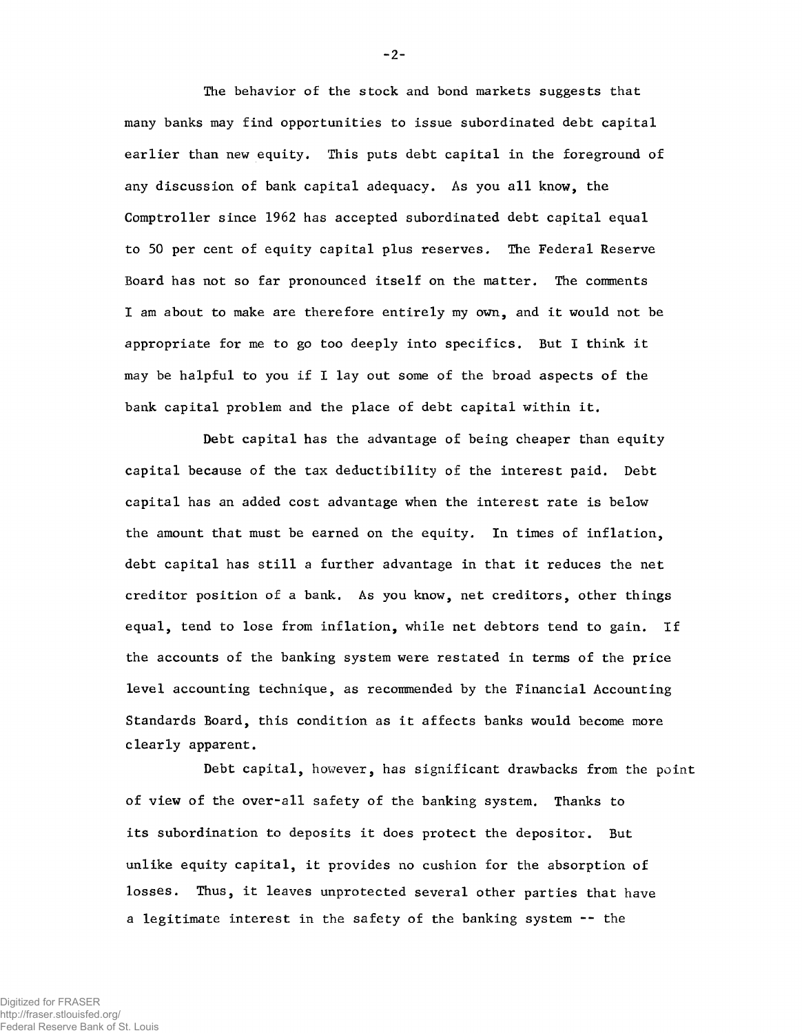The behavior of the stock and bond markets suggests that many banks may find opportunities to issue subordinated debt capital earlier than new equity. This puts debt capital in the foreground of any discussion of bank capital adequacy. As you all know, the Comptroller since 1962 has accepted subordinated debt capital equal to 50 per cent of equity capital plus reserves. The Federal Reserve Board has not so far pronounced itself on the matter. The comments I am about to make are therefore entirely my own, and it would not be appropriate for me to go too deeply into specifics. But I think it may be halpful to you if I lay out some of the broad aspects of the bank capital problem and the place of debt capital within it.

Debt capital has the advantage of being cheaper than equity capital because of the tax deductibility of the interest paid. Debt capital has an added cost advantage when the interest rate is below the amount that must be earned on the equity. In times of inflation, debt capital has still a further advantage in that it reduces the net creditor position of a bank. As you know, net creditors, other things equal, tend to lose from inflation, while net debtors tend to gain. If the accounts of the banking system were restated in terms of the price level accounting technique, as recommended by the Financial Accounting Standards Board, this condition as it affects banks would become more clearly apparent.

Debt capital, however, has significant drawbacks from the point of view of the over-all safety of the banking system. Thanks to its subordination to deposits it does protect the depositor. But unlike equity capital, it provides no cushion for the absorption of losses. Thus, it leaves unprotected several other parties that have a legitimate interest in the safety of the banking system -- the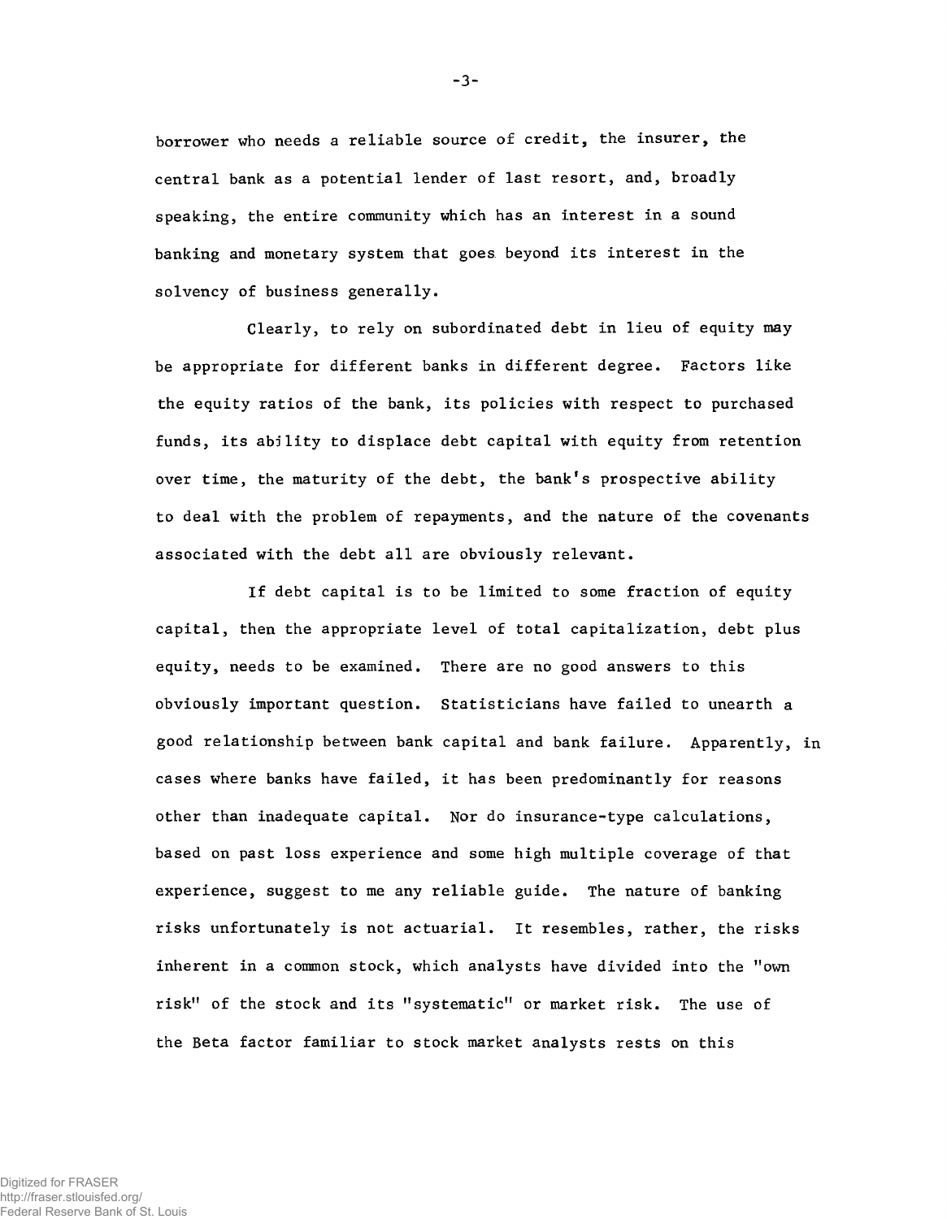borrower who needs a reliable source of credit, the insurer, the central bank as a potential lender of last resort, and, broadly speaking, the entire community which has an interest in a sound banking and monetary system that goes beyond its interest in the solvency of business generally.

Clearly, to rely on subordinated debt in lieu of equity may be appropriate for different banks in different degree. Factors like the equity ratios of the bank, its policies with respect to purchased funds, its ability to displace debt capital with equity from retention over time, the maturity of the debt, the bank's prospective ability to deal with the problem of repayments, and the nature of the covenants associated with the debt all are obviously relevant.

If debt capital is to be limited to some fraction of equity capital, then the appropriate level of total capitalization, debt plus equity, needs to be examined. There are no good answers to this obviously important question. Statisticians have failed to unearth a good relationship between bank capital and bank failure. Apparently, in cases where banks have failed, it has been predominantly for reasons other than inadequate capital. Nor do insurance-type calculations, based on past loss experience and some high multiple coverage of that experience, suggest to me any reliable guide. The nature of banking risks unfortunately is not actuarial. It resembles, rather, the risks inherent in a common stock, which analysts have divided into the "own risk" of the stock and its "systematic" or market risk. The use of the Beta factor familiar to stock market analysts rests on this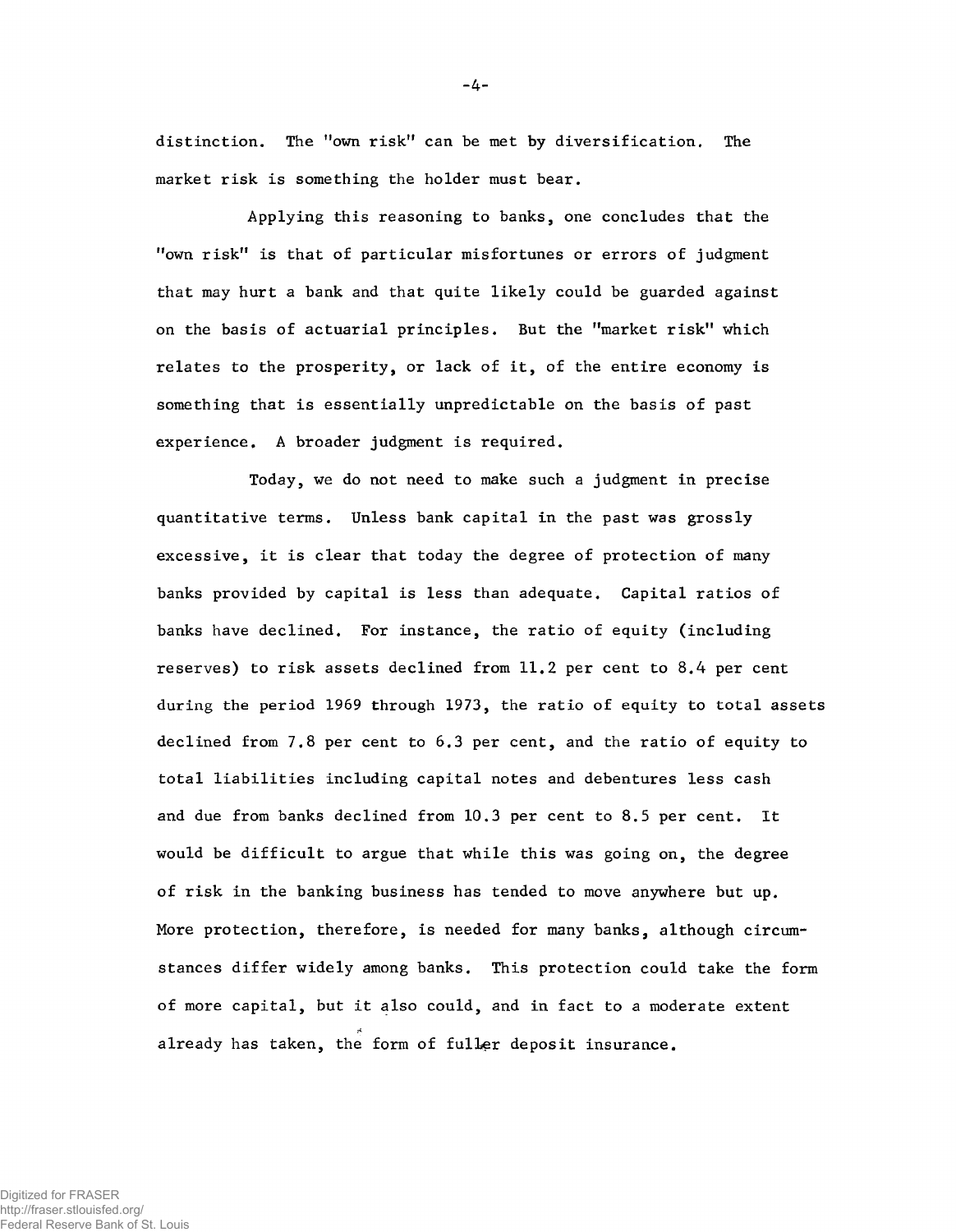distinction. The "own risk" can be met by diversification. The market risk is something the holder must bear.

Applying this reasoning to banks, one concludes that the "own risk" is that of particular misfortunes or errors of judgment that may hurt a bank and that quite likely could be guarded against on the basis of actuarial principles. But the "market risk" which relates to the prosperity, or lack of it, of the entire economy is something that is essentially unpredictable on the basis of past experience. A broader judgment is required.

Today, we do not need to make such a judgment in precise quantitative terms. Unless bank capital in the past was grossly excessive, it is clear that today the degree of protection of many banks provided by capital is less than adequate. Capital ratios of banks have declined. For instance, the ratio of equity (including reserves) to risk assets declined from 11.2 per cent to 8.4 per cent during the period 1969 through 1973, the ratio of equity to total assets declined from 7.8 per cent to 6.3 per cent, and the ratio of equity to total liabilities including capital notes and debentures less cash and due from banks declined from 10.3 per cent to 8.5 per cent. It would be difficult to argue that while this was going on, the degree of risk in the banking business has tended to move anywhere but up. More protection, therefore, is needed for many banks, although circumstances differ widely among banks. This protection could take the form of more capital, but it also could, and in fact to a moderate extent already has taken, the form of fuller deposit insurance.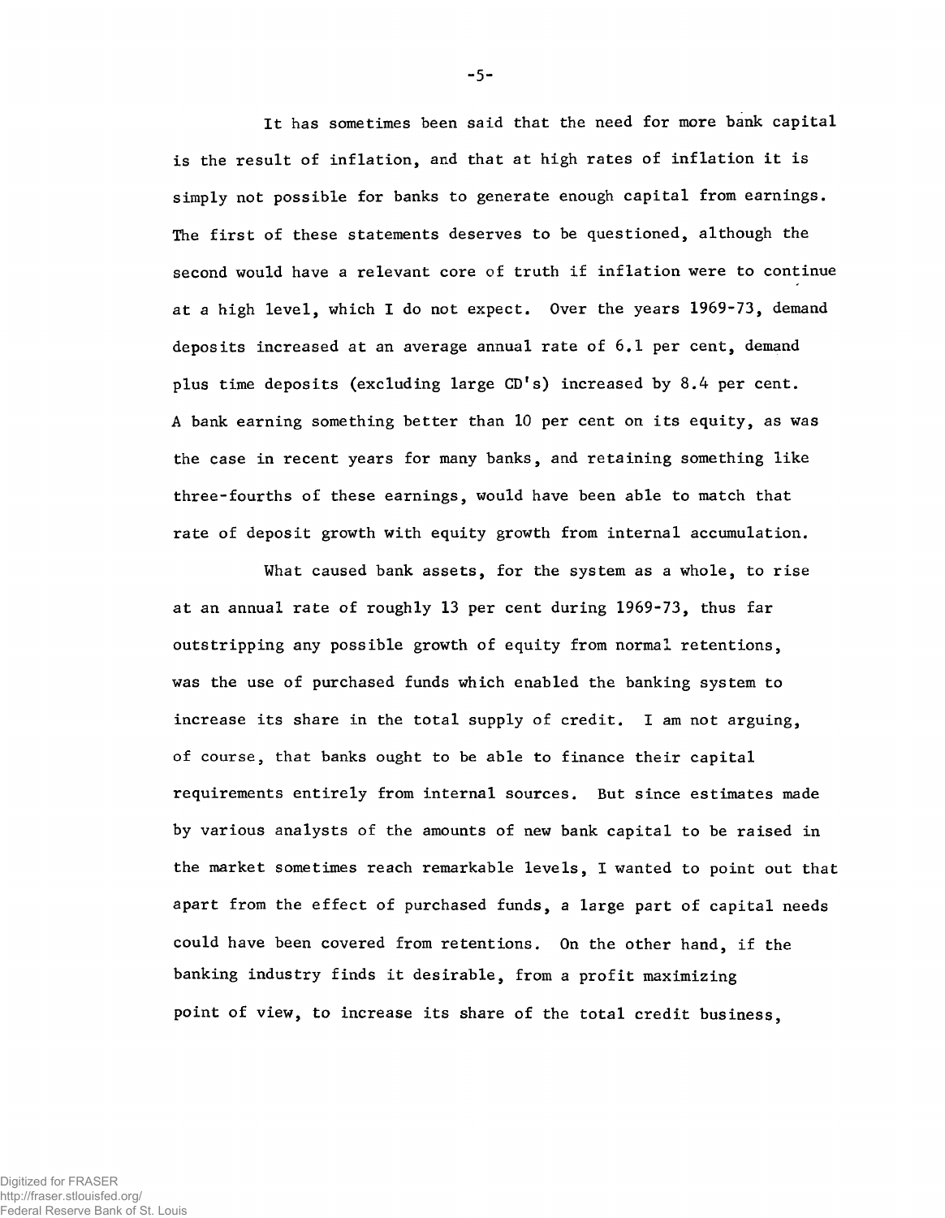It has sometimes been said that the need for more bank capital is the result of inflation, and that at high rates of inflation it is simply not possible for banks to generate enough capital from earnings. The first of these statements deserves to be questioned, although the second would have a relevant core of truth if inflation were to continue at a high level, which I do not expect. Over the years 1969-73, demand deposits increased at an average annual rate of 6.1 per cent, demand plus time deposits (excluding large CD's) increased by 8.4 per cent. A bank earning something better than 10 per cent on its equity, as was the case in recent years for many banks, and retaining something like three-fourths of these earnings, would have been able to match that rate of deposit growth with equity growth from internal accumulation.

What caused bank assets, for the system as a whole, to rise at an annual rate of roughly 13 per cent during 1969-73, thus far outstripping any possible growth of equity from normal retentions, was the use of purchased funds which enabled the banking system to increase its share in the total supply of credit. I am not arguing, of course, that banks ought to be able to finance their capital requirements entirely from internal sources. But since estimates made by various analysts of the amounts of new bank capital to be raised in the market sometimes reach remarkable levels, I wanted to point out that apart from the effect of purchased funds, a large part of capital needs could have been covered from retentions. On the other hand, if the banking industry finds it desirable, from a profit maximizing point of view, to increase its share of the total credit business,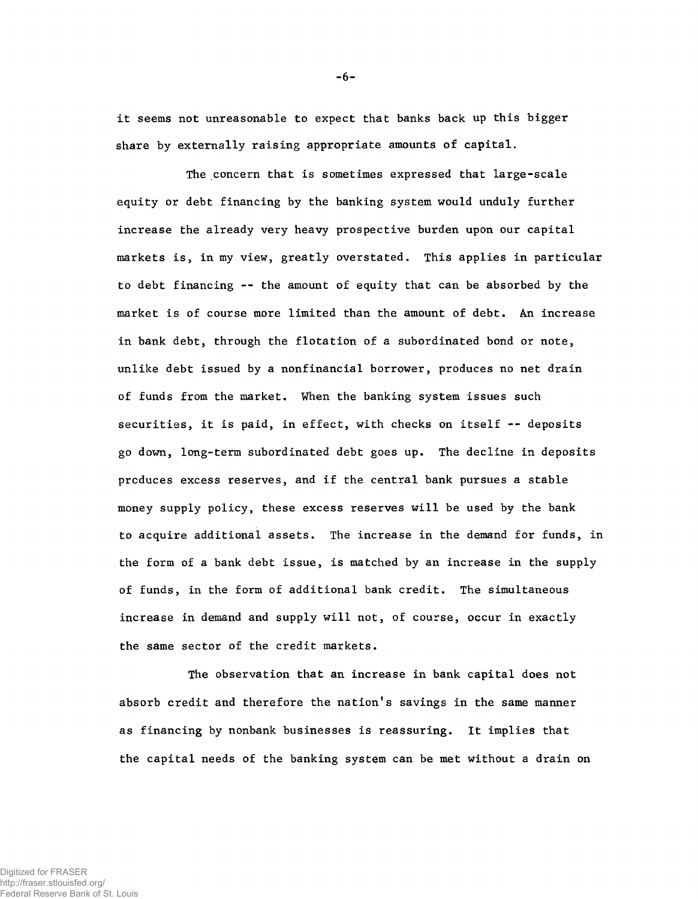it seems not unreasonable to expect that banks back up this bigger share by externally raising appropriate amounts of capital.

The concern that is sometimes expressed that large-scale equity or debt financing by the banking system would unduly further increase the already very heavy prospective burden upon our capital markets is, in my view, greatly overstated. This applies in particular to debt financing -- the amount of equity that can be absorbed by the market is of course more limited than the amount of debt. An increase in bank debt, through the flotation of a subordinated bond or note, unlike debt issued by a nonfinancial borrower, produces no net drain of funds from the market. When the banking system issues such securities, it is paid, in effect, with checks on itself -- deposits go down, long-term subordinated debt goes up. The decline in deposits produces excess reserves, and if the central bank pursues a stable money supply policy, these excess reserves will be used by the bank to acquire additional assets. The increase in the demand for funds, in the form of a bank debt issue, is matched by an increase in the supply of funds, in the form of additional bank credit. The simultaneous increase in demand and supply will not, of course, occur in exactly the same sector of the credit markets.

The observation that an increase in bank capital does not absorb credit and therefore the nation's savings in the same manner as financing by nonbank businesses is reassuring. It implies that the capital needs of the banking system can be met without a drain on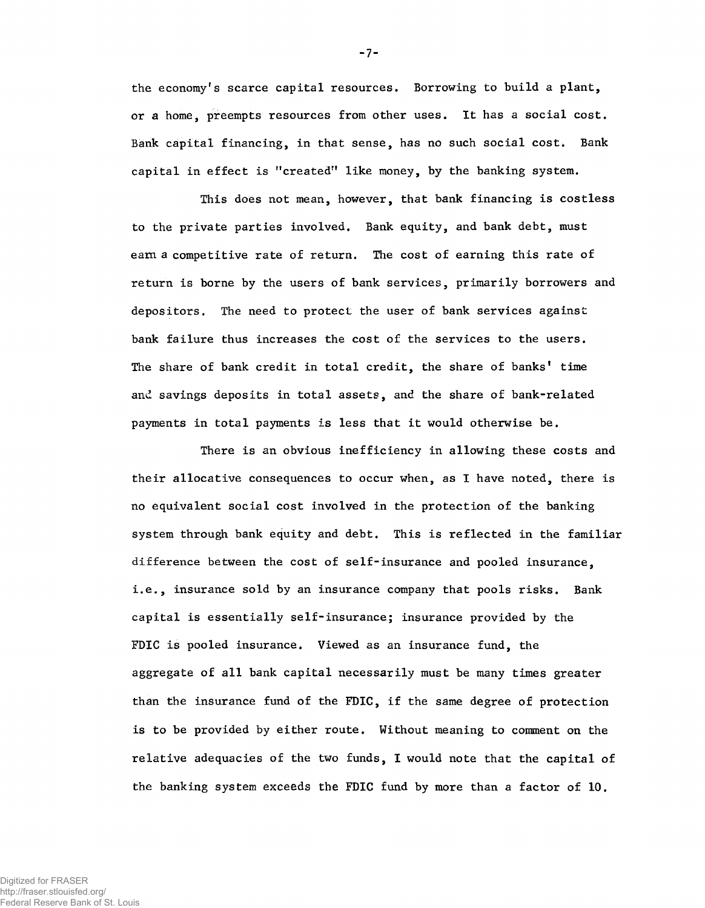the economy's scarce capital resources. Borrowing to build a plant, or a home, preempts resources from other uses. It has a social cost. Bank capital financing, in that sense, has no such social cost. Bank capital in effect is "created" like money, by the banking system.

This does not mean, however, that bank financing is costless to the private parties involved. Bank equity, and bank debt, must earn a competitive rate of return. The cost of earning this rate of return is borne by the users of bank services, primarily borrowers and depositors. The need to protect the user of bank services against bank failure thus increases the cost of the services to the users. The share of bank credit in total credit, the share of banks' time and savings deposits in total assets, and the share of bank-related payments in total payments is less that it would otherwise be.

There is an obvious inefficiency in allowing these costs and their allocative consequences to occur when, as I have noted, there is no equivalent social cost involved in the protection of the banking system through bank equity and debt. This is reflected in the familiar difference between the cost of self-insurance and pooled insurance, i.e., insurance sold by an insurance company that pools risks. Bank capital is essentially self-insurance; insurance provided by the FDIC is pooled insurance. Viewed as an insurance fund, the aggregate of all bank capital necessarily must be many times greater than the insurance fund of the FDIC, if the same degree of protection is to be provided by either route. Without meaning to comment on the relative adequacies of the two funds, I would note that the capital of the banking system exceeds the FDIC fund by more than a factor of 10.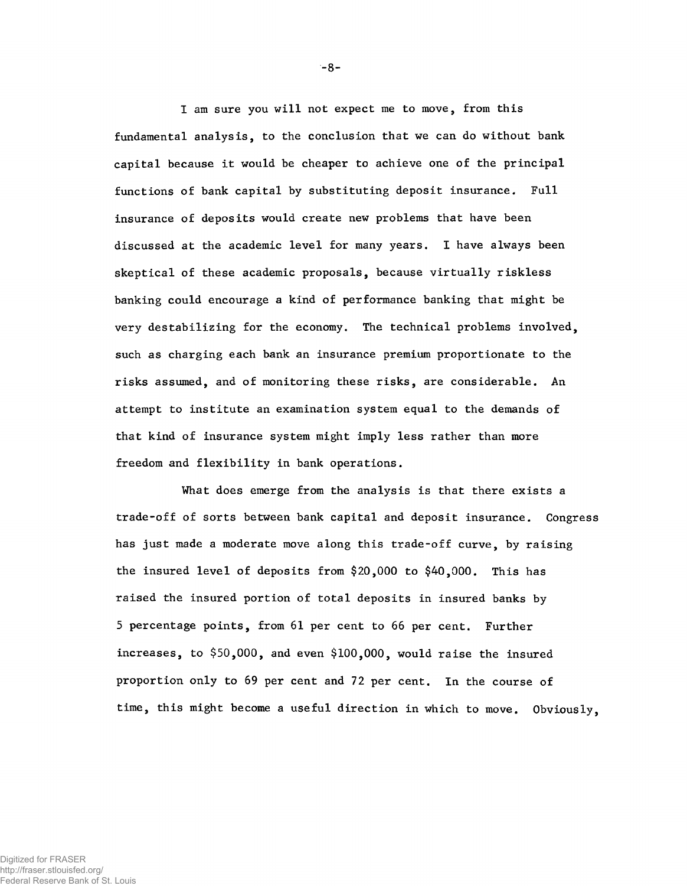I am sure you will not expect me to move, from this fundamental analysis, to the conclusion that we can do without bank capital because it would be cheaper to achieve one of the principal functions of bank capital by substituting deposit insurance. Full insurance of deposits would create new problems that have been discussed at the academic level for many years. I have always been skeptical of these academic proposals, because virtually riskless banking could encourage a kind of performance banking that might be very destabilizing for the economy. The technical problems involved, such as charging each bank an insurance premium proportionate to the risks assumed, and of monitoring these risks, are considerable. An attempt to institute an examination system equal to the demands of that kind of insurance system might imply less rather than more freedom and flexibility in bank operations.

What does emerge from the analysis is that there exists a trade-off of sorts between bank capital and deposit insurance. Congress has just made a moderate move along this trade-off curve, by raising the insured level of deposits from $20,000 to $40,000. This has raised the insured portion of total deposits in insured banks by 5 percentage points, from 61 per cent to 66 per cent. Further increases, to $50,000, and even $100,000, would raise the insured proportion only to 69 per cent and 72 per cent. In the course of time, this might become a useful direction in which to move. Obviously,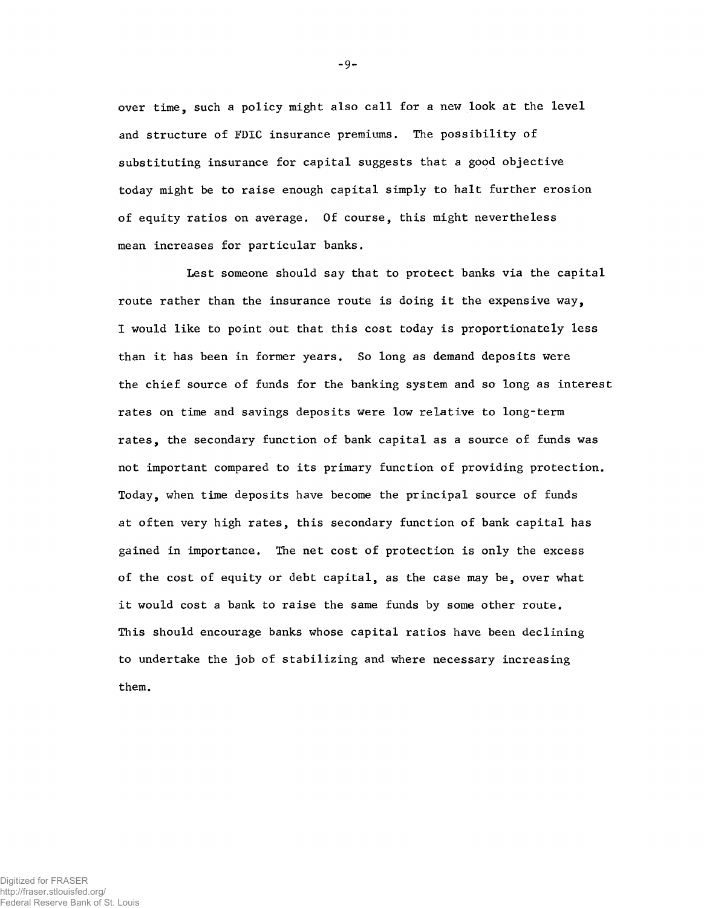over time, such a policy might also call for a new look at the level and structure of FDIC insurance premiums. The possibility of substituting insurance for capital suggests that a good objective today might be to raise enough capital simply to halt further erosion of equity ratios on average. Of course, this might nevertheless mean increases for particular banks.

Lest someone should say that to protect banks via the capital route rather than the insurance route is doing it the expensive way, I would like to point out that this cost today is proportionately less than it has been in former years. So long as demand deposits were the chief source of funds for the banking system and so long as interest rates on time and savings deposits were low relative to long-term rates, the secondary function of bank capital as a source of funds was not important compared to its primary function of providing protection. Today, when time deposits have become the principal source of funds at often very high rates, this secondary function of bank capital has gained in importance. The net cost of protection is only the excess of the cost of equity or debt capital, as the case may be, over what it would cost a bank to raise the same funds by some other route. This should encourage banks whose capital ratios have been declining to undertake the job of stabilizing and where necessary increasing them.